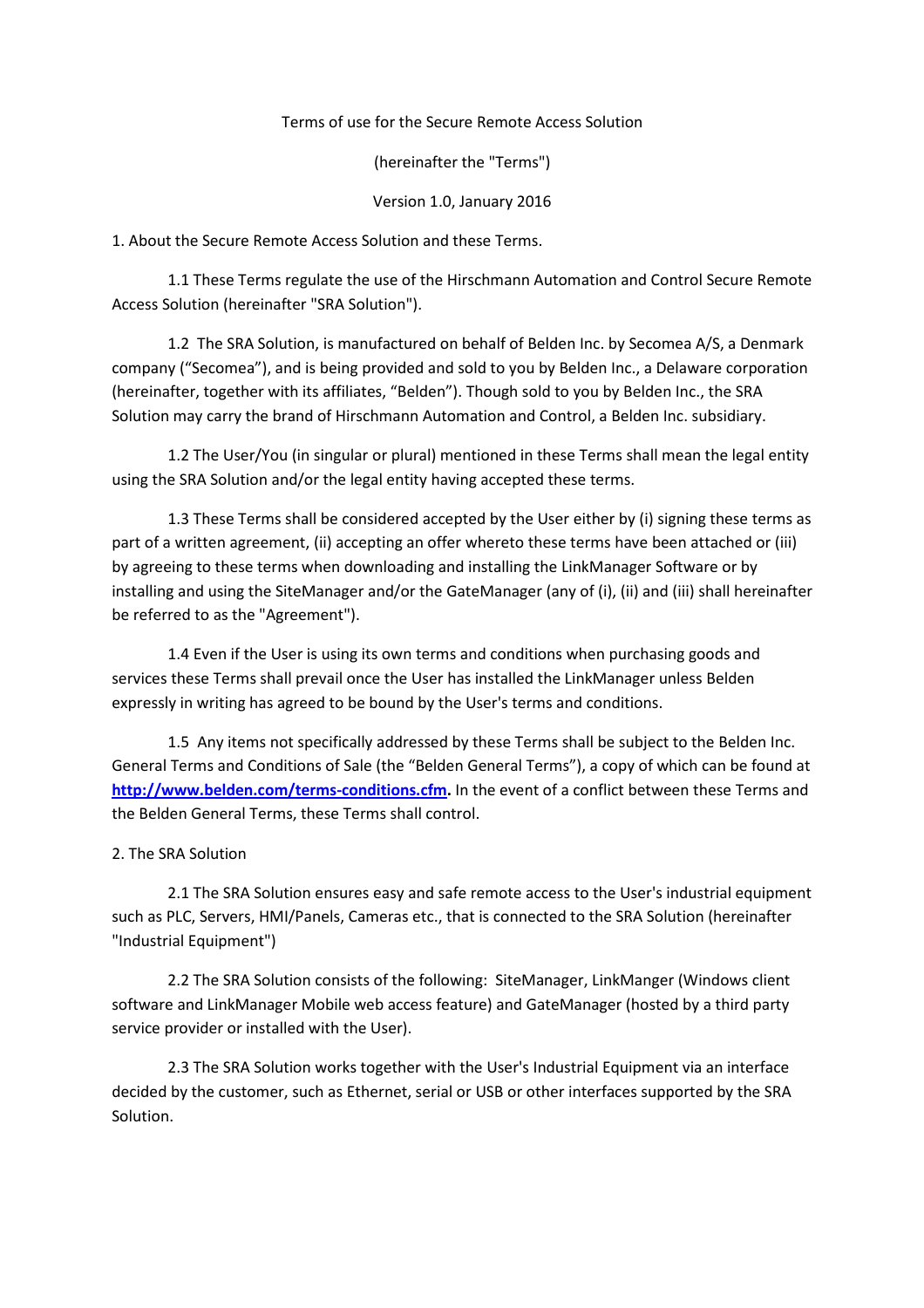Terms of use for the Secure Remote Access Solution

(hereinafter the "Terms")

Version 1.0, January 2016

## 1. About the Secure Remote Access Solution and these Terms.

1.1 These Terms regulate the use of the Hirschmann Automation and Control Secure Remote Access Solution (hereinafter "SRA Solution").

1.2 The SRA Solution, is manufactured on behalf of Belden Inc. by Secomea A/S, a Denmark company ("Secomea"), and is being provided and sold to you by Belden Inc., a Delaware corporation (hereinafter, together with its affiliates, "Belden"). Though sold to you by Belden Inc., the SRA Solution may carry the brand of Hirschmann Automation and Control, a Belden Inc. subsidiary.

1.2 The User/You (in singular or plural) mentioned in these Terms shall mean the legal entity using the SRA Solution and/or the legal entity having accepted these terms.

1.3 These Terms shall be considered accepted by the User either by (i) signing these terms as part of a written agreement, (ii) accepting an offer whereto these terms have been attached or (iii) by agreeing to these terms when downloading and installing the LinkManager Software or by installing and using the SiteManager and/or the GateManager (any of (i), (ii) and (iii) shall hereinafter be referred to as the "Agreement").

1.4 Even if the User is using its own terms and conditions when purchasing goods and services these Terms shall prevail once the User has installed the LinkManager unless Belden expressly in writing has agreed to be bound by the User's terms and conditions.

1.5 Any items not specifically addressed by these Terms shall be subject to the Belden Inc. General Terms and Conditions of Sale (the "Belden General Terms"), a copy of which can be found at **http://www.belden.com/terms-conditions.cfm**. In the event of a conflict between these Terms and the Belden General Terms, these Terms shall control.

## 2. The SRA Solution

2.1 The SRA Solution ensures easy and safe remote access to the User's industrial equipment such as PLC, Servers, HMI/Panels, Cameras etc., that is connected to the SRA Solution (hereinafter "Industrial Equipment")

2.2 The SRA Solution consists of the following: SiteManager, LinkManger (Windows client software and LinkManager Mobile web access feature) and GateManager (hosted by a third party service provider or installed with the User).

2.3 The SRA Solution works together with the User's Industrial Equipment via an interface decided by the customer, such as Ethernet, serial or USB or other interfaces supported by the SRA Solution.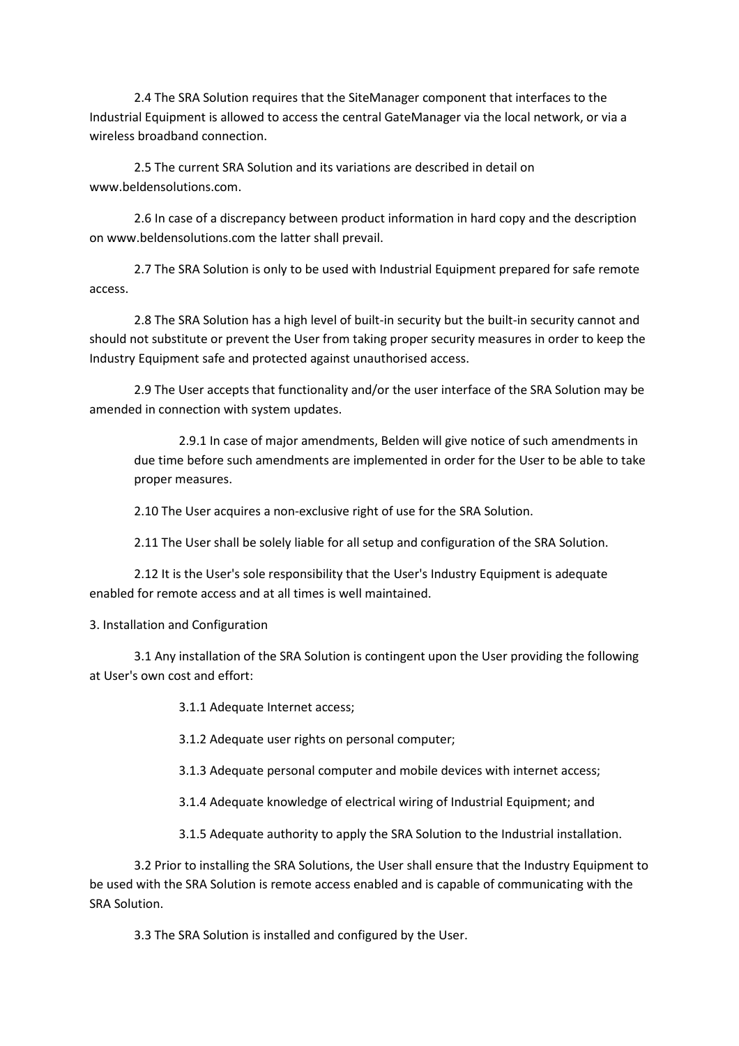2.4 The SRA Solution requires that the SiteManager component that interfaces to the Industrial Equipment is allowed to access the central GateManager via the local network, or via a wireless broadband connection.

2.5 The current SRA Solution and its variations are described in detail on www.beldensolutions.com.

2.6 In case of a discrepancy between product information in hard copy and the description on www.beldensolutions.com the latter shall prevail.

2.7 The SRA Solution is only to be used with Industrial Equipment prepared for safe remote access.

2.8 The SRA Solution has a high level of built-in security but the built-in security cannot and should not substitute or prevent the User from taking proper security measures in order to keep the Industry Equipment safe and protected against unauthorised access.

2.9 The User accepts that functionality and/or the user interface of the SRA Solution may be amended in connection with system updates.

> 2.9.1 In case of major amendments, Belden will give notice of such amendments in due time before such amendments are implemented in order for the User to be able to take proper measures.

2.10 The User acquires a non-exclusive right of use for the SRA Solution.

2.11 The User shall be solely liable for all setup and configuration of the SRA Solution.

2.12 It is the User's sole responsibility that the User's Industry Equipment is adequate enabled for remote access and at all times is well maintained.

3. Installation and Configuration

3.1 Any installation of the SRA Solution is contingent upon the User providing the following at User's own cost and effort:

- 3.1.1 Adequate Internet access;
- 3.1.2 Adequate user rights on personal computer;
- 3.1.3 Adequate personal computer and mobile devices with internet access;
- 3.1.4 Adequate knowledge of electrical wiring of Industrial Equipment; and
- 3.1.5 Adequate authority to apply the SRA Solution to the Industrial installation.

3.2 Prior to installing the SRA Solutions, the User shall ensure that the Industry Equipment to be used with the SRA Solution is remote access enabled and is capable of communicating with the SRA Solution.

3.3 The SRA Solution is installed and configured by the User.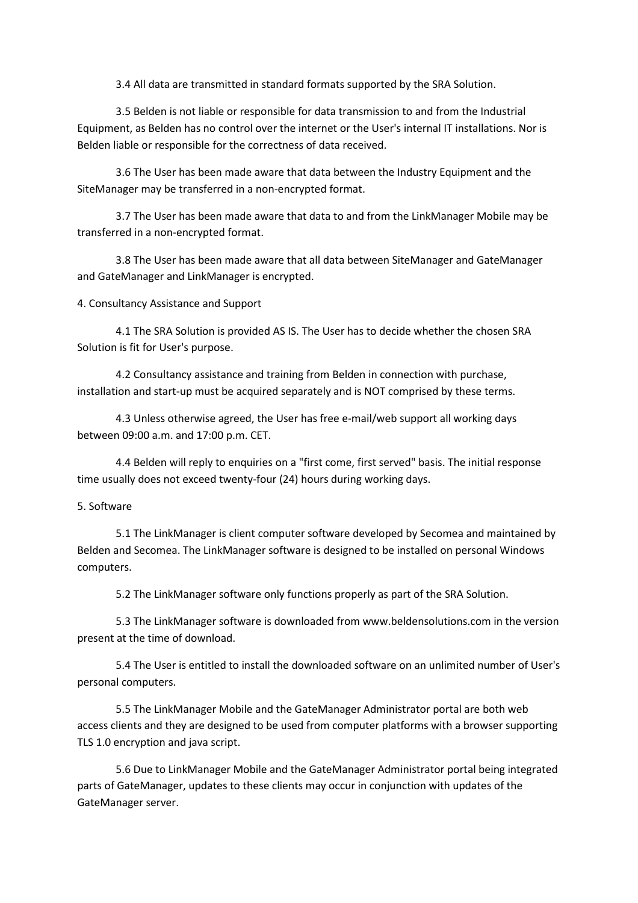3.4 All data are transmitted in standard formats supported by the SRA Solution.

3.5 Belden is not liable or responsible for data transmission to and from the Industrial Equipment, as Belden has no control over the internet or the User's internal IT installations. Nor is Belden liable or responsible for the correctness of data received.

3.6 The User has been made aware that data between the Industry Equipment and the SiteManager may be transferred in a non-encrypted format.

3.7 The User has been made aware that data to and from the LinkManager Mobile may be transferred in a non-encrypted format.

3.8 The User has been made aware that all data between SiteManager and GateManager and GateManager and LinkManager is encrypted.

4. Consultancy Assistance and Support

4.1 The SRA Solution is provided AS IS. The User has to decide whether the chosen SRA Solution is fit for User's purpose.

4.2 Consultancy assistance and training from Belden in connection with purchase, installation and start-up must be acquired separately and is NOT comprised by these terms.

4.3 Unless otherwise agreed, the User has free e-mail/web support all working days between 09:00 a.m. and 17:00 p.m. CET.

4.4 Belden will reply to enquiries on a "first come, first served" basis. The initial response time usually does not exceed twenty-four (24) hours during working days.

5. Software

5.1 The LinkManager is client computer software developed by Secomea and maintained by Belden and Secomea. The LinkManager software is designed to be installed on personal Windows computers.

5.2 The LinkManager software only functions properly as part of the SRA Solution.

5.3 The LinkManager software is downloaded from www.beldensolutions.com in the version present at the time of download.

5.4 The User is entitled to install the downloaded software on an unlimited number of User's personal computers.

5.5 The LinkManager Mobile and the GateManager Administrator portal are both web access clients and they are designed to be used from computer platforms with a browser supporting TLS 1.0 encryption and java script.

5.6 Due to LinkManager Mobile and the GateManager Administrator portal being integrated parts of GateManager, updates to these clients may occur in conjunction with updates of the GateManager server.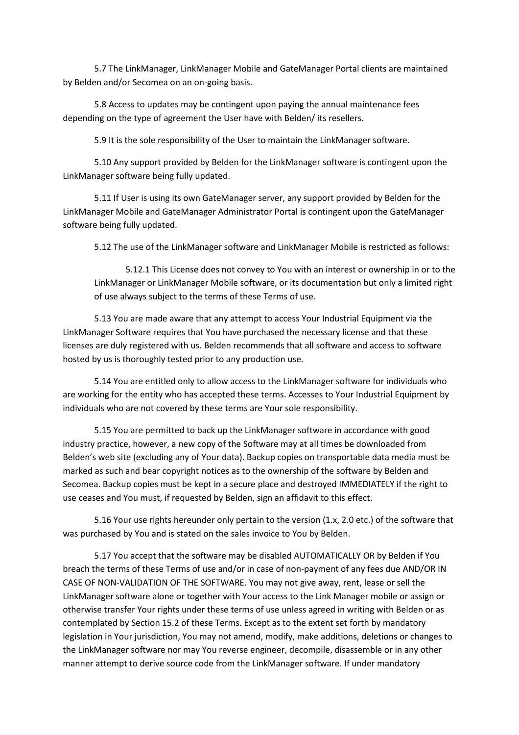5.7 The LinkManager, LinkManager Mobile and GateManager Portal clients are maintained by Belden and/or Secomea on an on-going basis.

5.8 Access to updates may be contingent upon paying the annual maintenance fees depending on the type of agreement the User have with Belden/ its resellers.

5.9 It is the sole responsibility of the User to maintain the LinkManager software.

5.10 Any support provided by Belden for the LinkManager software is contingent upon the LinkManager software being fully updated.

5.11 If User is using its own GateManager server, any support provided by Belden for the LinkManager Mobile and GateManager Administrator Portal is contingent upon the GateManager software being fully updated.

5.12 The use of the LinkManager software and LinkManager Mobile is restricted as follows:

> 5.12.1 This License does not convey to You with an interest or ownership in or to the LinkManager or LinkManager Mobile software, or its documentation but only a limited right of use always subject to the terms of these Terms of use.

5.13 You are made aware that any attempt to access Your Industrial Equipment via the LinkManager Software requires that You have purchased the necessary license and that these licenses are duly registered with us. Belden recommends that all software and access to software hosted by us is thoroughly tested prior to any production use.

5.14 You are entitled only to allow access to the LinkManager software for individuals who are working for the entity who has accepted these terms. Accesses to Your Industrial Equipment by individuals who are not covered by these terms are Your sole responsibility.

5.15 You are permitted to back up the LinkManager software in accordance with good industry practice, however, a new copy of the Software may at all times be downloaded from Belden's web site (excluding any of Your data). Backup copies on transportable data media must be marked as such and bear copyright notices as to the ownership of the software by Belden and Secomea. Backup copies must be kept in a secure place and destroyed IMMEDIATELY if the right to use ceases and You must, if requested by Belden, sign an affidavit to this effect.

5.16 Your use rights hereunder only pertain to the version (1.x, 2.0 etc.) of the software that was purchased by You and is stated on the sales invoice to You by Belden.

5.17 You accept that the software may be disabled AUTOMATICALLY OR by Belden if You breach the terms of these Terms of use and/or in case of non-payment of any fees due AND/OR IN CASE OF NON-VALIDATION OF THE SOFTWARE. You may not give away, rent, lease or sell the LinkManager software alone or together with Your access to the Link Manager mobile or assign or otherwise transfer Your rights under these terms of use unless agreed in writing with Belden or as contemplated by Section 15.2 of these Terms. Except as to the extent set forth by mandatory legislation in Your jurisdiction, You may not amend, modify, make additions, deletions or changes to the LinkManager software nor may You reverse engineer, decompile, disassemble or in any other manner attempt to derive source code from the LinkManager software. If under mandatory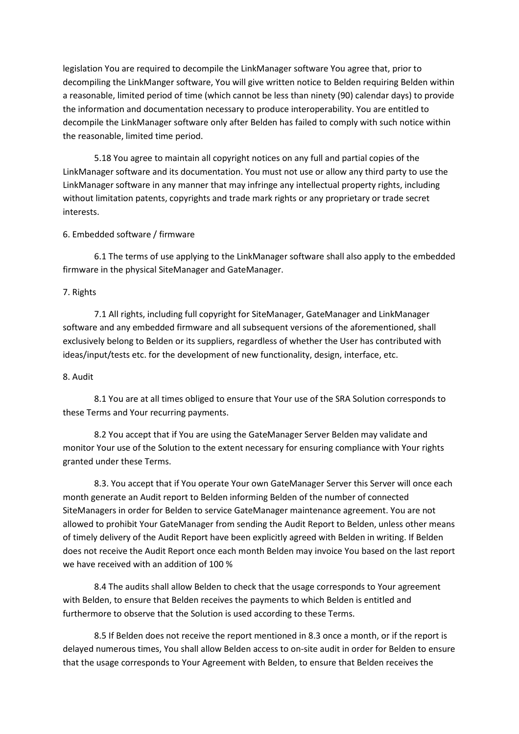legislation You are required to decompile the LinkManager software You agree that, prior to decompiling the LinkManger software, You will give written notice to Belden requiring Belden within a reasonable, limited period of time (which cannot be less than ninety (90) calendar days) to provide the information and documentation necessary to produce interoperability. You are entitled to decompile the LinkManager software only after Belden has failed to comply with such notice within the reasonable, limited time period.

5.18 You agree to maintain all copyright notices on any full and partial copies of the LinkManager software and its documentation. You must not use or allow any third party to use the LinkManager software in any manner that may infringe any intellectual property rights, including without limitation patents, copyrights and trade mark rights or any proprietary or trade secret interests.

6. Embedded software / firmware

6.1 The terms of use applying to the LinkManager software shall also apply to the embedded firmware in the physical SiteManager and GateManager.

7. Rights

7.1 All rights, including full copyright for SiteManager, GateManager and LinkManager software and any embedded firmware and all subsequent versions of the aforementioned, shall exclusively belong to Belden or its suppliers, regardless of whether the User has contributed with ideas/input/tests etc. for the development of new functionality, design, interface, etc.

8. Audit

8.1 You are at all times obliged to ensure that Your use of the SRA Solution corresponds to these Terms and Your recurring payments.

8.2 You accept that if You are using the GateManager Server Belden may validate and monitor Your use of the Solution to the extent necessary for ensuring compliance with Your rights granted under these Terms.

8.3. You accept that if You operate Your own GateManager Server this Server will once each month generate an Audit report to Belden informing Belden of the number of connected SiteManagers in order for Belden to service GateManager maintenance agreement. You are not allowed to prohibit Your GateManager from sending the Audit Report to Belden, unless other means of timely delivery of the Audit Report have been explicitly agreed with Belden in writing. If Belden does not receive the Audit Report once each month Belden may invoice You based on the last report we have received with an addition of 100 %

8.4 The audits shall allow Belden to check that the usage corresponds to Your agreement with Belden, to ensure that Belden receives the payments to which Belden is entitled and furthermore to observe that the Solution is used according to these Terms.

8.5 If Belden does not receive the report mentioned in 8.3 once a month, or if the report is delayed numerous times, You shall allow Belden access to on-site audit in order for Belden to ensure that the usage corresponds to Your Agreement with Belden, to ensure that Belden receives the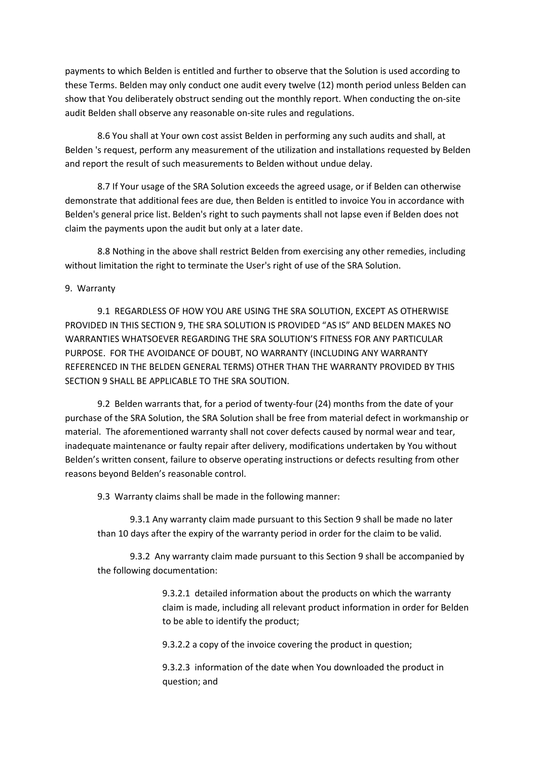payments to which Belden is entitled and further to observe that the Solution is used according to these Terms. Belden may only conduct one audit every twelve (12) month period unless Belden can show that You deliberately obstruct sending out the monthly report. When conducting the on-site audit Belden shall observe any reasonable on-site rules and regulations.

8.6 You shall at Your own cost assist Belden in performing any such audits and shall, at Belden 's request, perform any measurement of the utilization and installations requested by Belden and report the result of such measurements to Belden without undue delay.

8.7 If Your usage of the SRA Solution exceeds the agreed usage, or if Belden can otherwise demonstrate that additional fees are due, then Belden is entitled to invoice You in accordance with Belden's general price list. Belden's right to such payments shall not lapse even if Belden does not claim the payments upon the audit but only at a later date.

8.8 Nothing in the above shall restrict Belden from exercising any other remedies, including without limitation the right to terminate the User's right of use of the SRA Solution.

9. Warranty

9.1 REGARDLESS OF HOW YOU ARE USING THE SRA SOLUTION, EXCEPT AS OTHERWISE PROVIDED IN THIS SECTION 9, THE SRA SOLUTION IS PROVIDED "AS IS" AND BELDEN MAKES NO WARRANTIES WHATSOEVER REGARDING THE SRA SOLUTION'S FITNESS FOR ANY PARTICULAR PURPOSE. FOR THE AVOIDANCE OF DOUBT, NO WARRANTY (INCLUDING ANY WARRANTY REFERENCED IN THE BELDEN GENERAL TERMS) OTHER THAN THE WARRANTY PROVIDED BY THIS SECTION 9 SHALL BE APPLICABLE TO THE SRA SOUTION.

9.2 Belden warrants that, for a period of twenty-four (24) months from the date of your purchase of the SRA Solution, the SRA Solution shall be free from material defect in workmanship or material. The aforementioned warranty shall not cover defects caused by normal wear and tear, inadequate maintenance or faulty repair after delivery, modifications undertaken by You without Belden's written consent, failure to observe operating instructions or defects resulting from other reasons beyond Belden's reasonable control.

9.3 Warranty claims shall be made in the following manner:

9.3.1 Any warranty claim made pursuant to this Section 9 shall be made no later than 10 days after the expiry of the warranty period in order for the claim to be valid.

9.3.2 Any warranty claim made pursuant to this Section 9 shall be accompanied by the following documentation:

9.3.2.1 detailed information about the products on which the warranty claim is made, including all relevant product information in order for Belden to be able to identify the product;

9.3.2.2 a copy of the invoice covering the product in question;

9.3.2.3 information of the date when You downloaded the product in question; and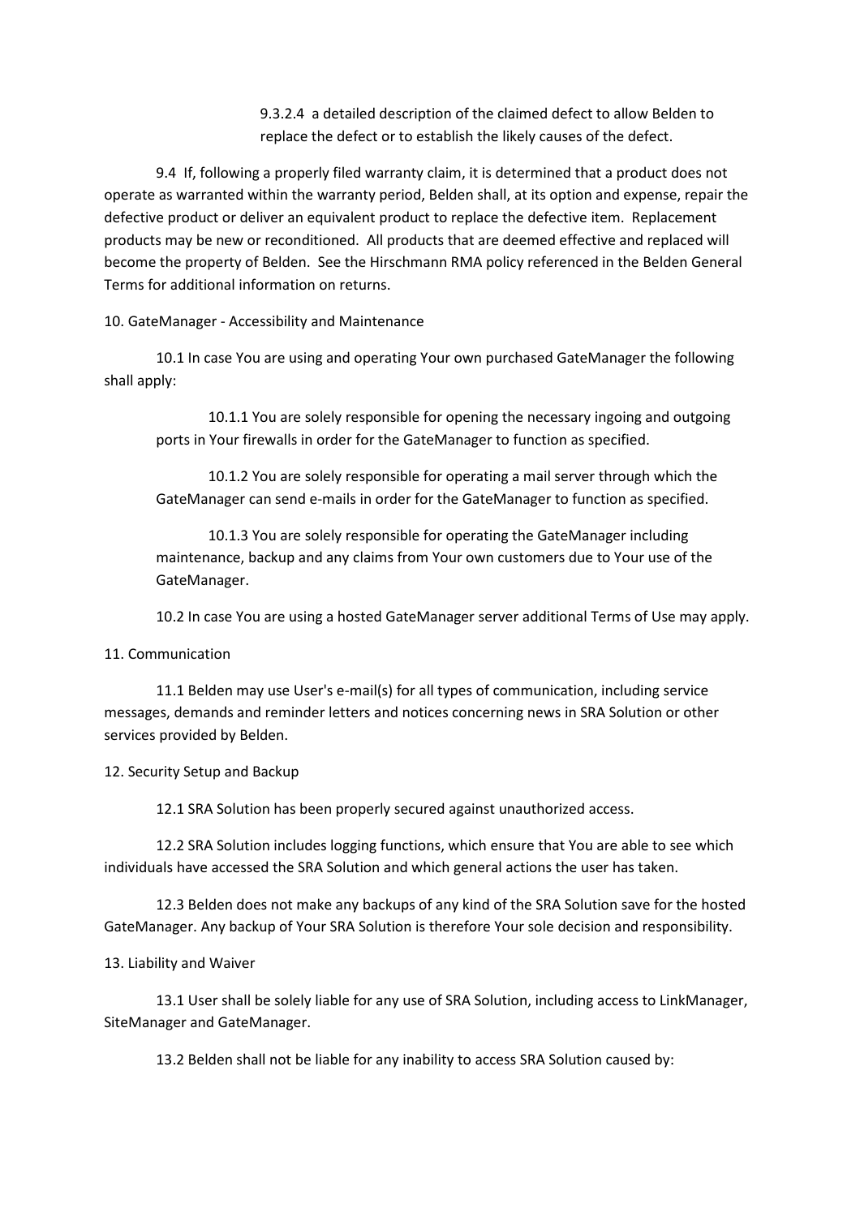9.3.2.4 a detailed description of the claimed defect to allow Belden to replace the defect or to establish the likely causes of the defect.

9.4 If, following a properly filed warranty claim, it is determined that a product does not operate as warranted within the warranty period, Belden shall, at its option and expense, repair the defective product or deliver an equivalent product to replace the defective item. Replacement products may be new or reconditioned. All products that are deemed effective and replaced will become the property of Belden. See the Hirschmann RMA policy referenced in the Belden General Terms for additional information on returns.

10. GateManager - Accessibility and Maintenance

10.1 In case You are using and operating Your own purchased GateManager the following shall apply:

10.1.1 You are solely responsible for opening the necessary ingoing and outgoing ports in Your firewalls in order for the GateManager to function as specified.

10.1.2 You are solely responsible for operating a mail server through which the GateManager can send e-mails in order for the GateManager to function as specified.

10.1.3 You are solely responsible for operating the GateManager including maintenance, backup and any claims from Your own customers due to Your use of the GateManager.

10.2 In case You are using a hosted GateManager server additional Terms of Use may apply.

11. Communication

11.1 Belden may use User's e-mail(s) for all types of communication, including service messages, demands and reminder letters and notices concerning news in SRA Solution or other services provided by Belden.

12. Security Setup and Backup

12.1 SRA Solution has been properly secured against unauthorized access.

12.2 SRA Solution includes logging functions, which ensure that You are able to see which individuals have accessed the SRA Solution and which general actions the user has taken.

12.3 Belden does not make any backups of any kind of the SRA Solution save for the hosted GateManager. Any backup of Your SRA Solution is therefore Your sole decision and responsibility.

13. Liability and Waiver

13.1 User shall be solely liable for any use of SRA Solution, including access to LinkManager, SiteManager and GateManager.

13.2 Belden shall not be liable for any inability to access SRA Solution caused by: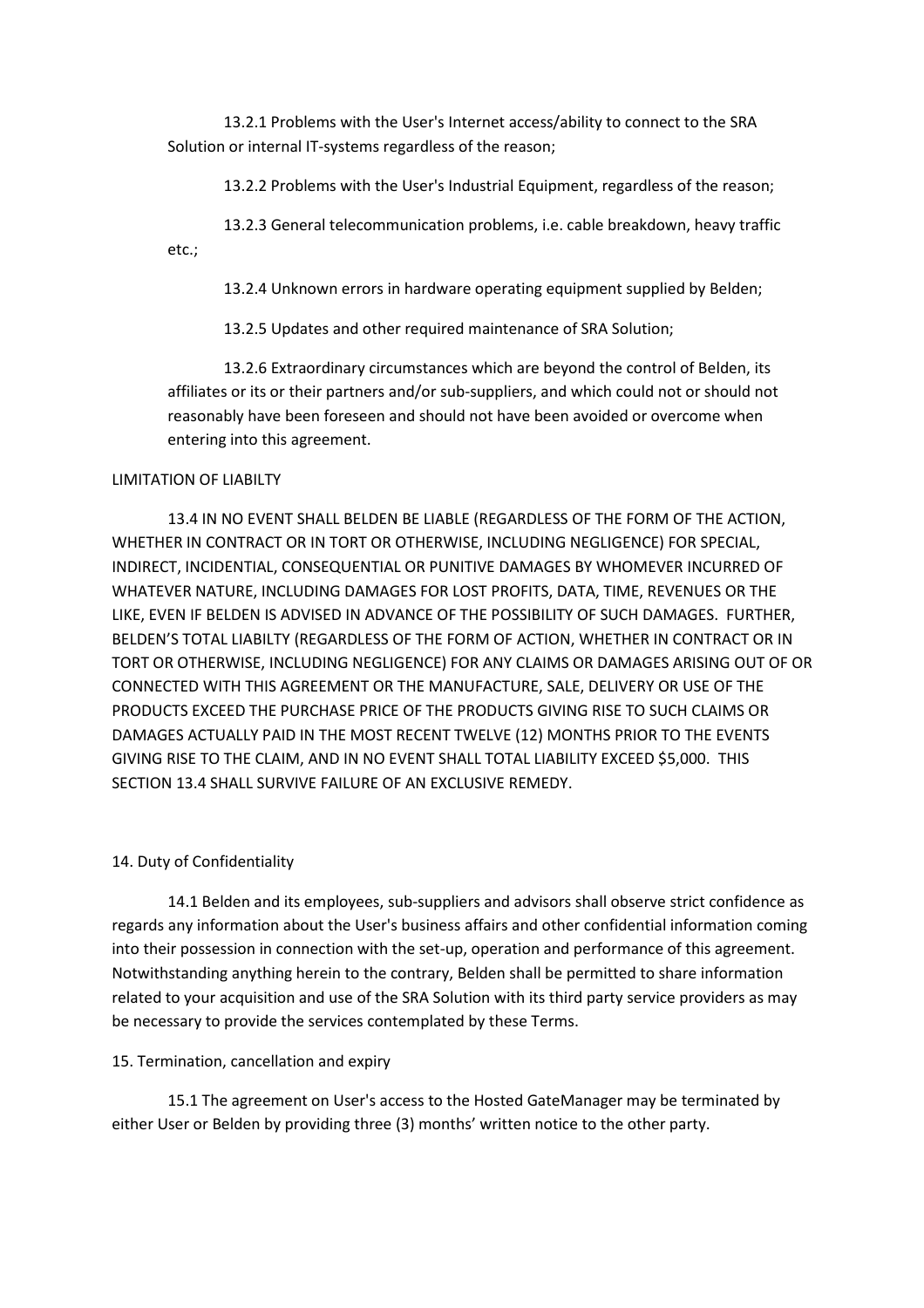13.2.1 Problems with the User's Internet access/ability to connect to the SRA Solution or internal IT-systems regardless of the reason;

13.2.2 Problems with the User's Industrial Equipment, regardless of the reason;

13.2.3 General telecommunication problems, i.e. cable breakdown, heavy traffic etc.;

13.2.4 Unknown errors in hardware operating equipment supplied by Belden;

13.2.5 Updates and other required maintenance of SRA Solution;

13.2.6 Extraordinary circumstances which are beyond the control of Belden, its affiliates or its or their partners and/or sub-suppliers, and which could not or should not reasonably have been foreseen and should not have been avoided or overcome when entering into this agreement.

LIMITATION OF LIABILTY

13.4 IN NO EVENT SHALL BELDEN BE LIABLE (REGARDLESS OF THE FORM OF THE ACTION, WHETHER IN CONTRACT OR IN TORT OR OTHERWISE, INCLUDING NEGLIGENCE) FOR SPECIAL, INDIRECT, INCIDENTIAL, CONSEQUENTIAL OR PUNITIVE DAMAGES BY WHOMEVER INCURRED OF WHATEVER NATURE, INCLUDING DAMAGES FOR LOST PROFITS, DATA, TIME, REVENUES OR THE LIKE, EVEN IF BELDEN IS ADVISED IN ADVANCE OF THE POSSIBILITY OF SUCH DAMAGES. FURTHER, BELDEN'S TOTAL LIABILTY (REGARDLESS OF THE FORM OF ACTION, WHETHER IN CONTRACT OR IN TORT OR OTHERWISE, INCLUDING NEGLIGENCE) FOR ANY CLAIMS OR DAMAGES ARISING OUT OF OR CONNECTED WITH THIS AGREEMENT OR THE MANUFACTURE, SALE, DELIVERY OR USE OF THE PRODUCTS EXCEED THE PURCHASE PRICE OF THE PRODUCTS GIVING RISE TO SUCH CLAIMS OR DAMAGES ACTUALLY PAID IN THE MOST RECENT TWELVE (12) MONTHS PRIOR TO THE EVENTS GIVING RISE TO THE CLAIM, AND IN NO EVENT SHALL TOTAL LIABILITY EXCEED $5,000. THIS SECTION 13.4 SHALL SURVIVE FAILURE OF AN EXCLUSIVE REMEDY.

14. Duty of Confidentiality

14.1 Belden and its employees, sub-suppliers and advisors shall observe strict confidence as regards any information about the User's business affairs and other confidential information coming into their possession in connection with the set-up, operation and performance of this agreement. Notwithstanding anything herein to the contrary, Belden shall be permitted to share information related to your acquisition and use of the SRA Solution with its third party service providers as may be necessary to provide the services contemplated by these Terms.

15. Termination, cancellation and expiry

15.1 The agreement on User's access to the Hosted GateManager may be terminated by either User or Belden by providing three (3) months' written notice to the other party.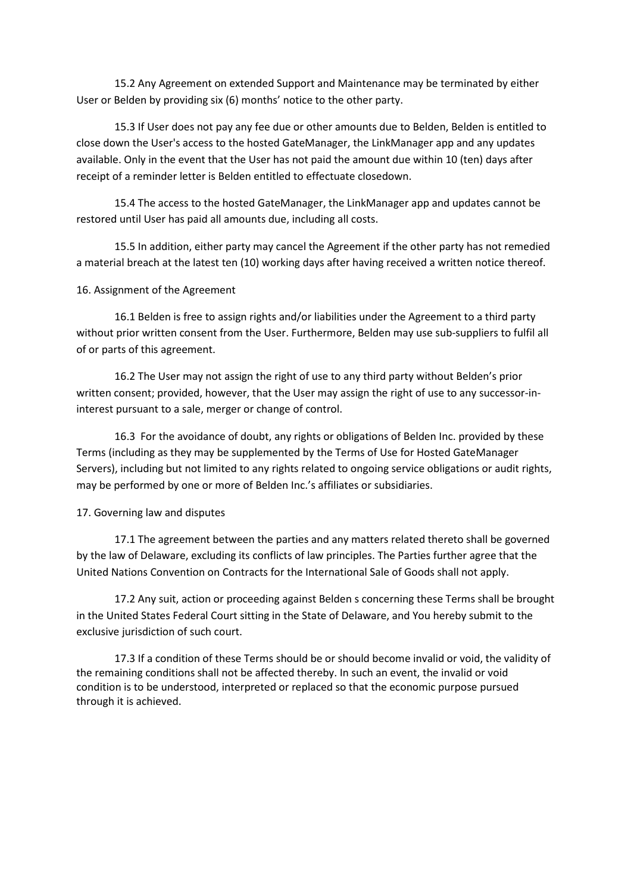15.2 Any Agreement on extended Support and Maintenance may be terminated by either User or Belden by providing six (6) months' notice to the other party.

15.3 If User does not pay any fee due or other amounts due to Belden, Belden is entitled to close down the User's access to the hosted GateManager, the LinkManager app and any updates available. Only in the event that the User has not paid the amount due within 10 (ten) days after receipt of a reminder letter is Belden entitled to effectuate closedown.

15.4 The access to the hosted GateManager, the LinkManager app and updates cannot be restored until User has paid all amounts due, including all costs.

15.5 In addition, either party may cancel the Agreement if the other party has not remedied a material breach at the latest ten (10) working days after having received a written notice thereof.

16. Assignment of the Agreement

16.1 Belden is free to assign rights and/or liabilities under the Agreement to a third party without prior written consent from the User. Furthermore, Belden may use sub-suppliers to fulfil all of or parts of this agreement.

16.2 The User may not assign the right of use to any third party without Belden's prior written consent; provided, however, that the User may assign the right of use to any successor-in-interest pursuant to a sale, merger or change of control.

16.3 For the avoidance of doubt, any rights or obligations of Belden Inc. provided by these Terms (including as they may be supplemented by the Terms of Use for Hosted GateManager Servers), including but not limited to any rights related to ongoing service obligations or audit rights, may be performed by one or more of Belden Inc.'s affiliates or subsidiaries.

17. Governing law and disputes

17.1 The agreement between the parties and any matters related thereto shall be governed by the law of Delaware, excluding its conflicts of law principles. The Parties further agree that the United Nations Convention on Contracts for the International Sale of Goods shall not apply.

17.2 Any suit, action or proceeding against Belden s concerning these Terms shall be brought in the United States Federal Court sitting in the State of Delaware, and You hereby submit to the exclusive jurisdiction of such court.

17.3 If a condition of these Terms should be or should become invalid or void, the validity of the remaining conditions shall not be affected thereby. In such an event, the invalid or void condition is to be understood, interpreted or replaced so that the economic purpose pursued through it is achieved.